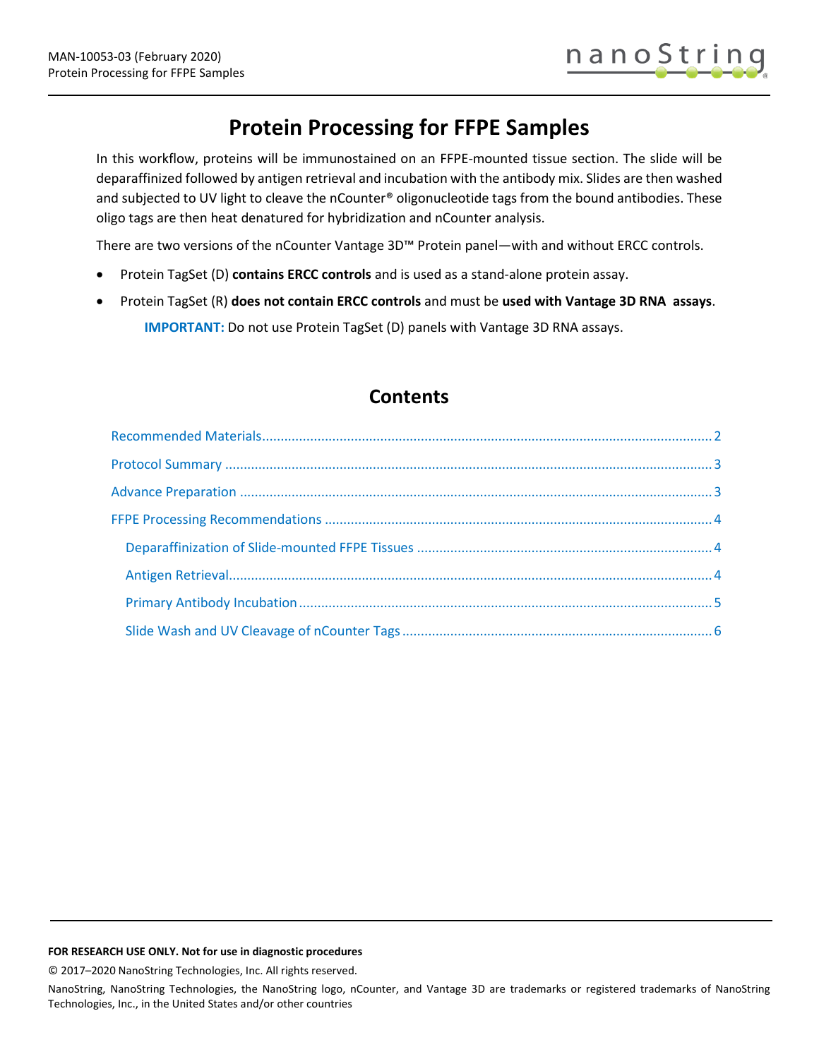# Protein Processing for FFPE Samples

In this workflow, proteins will be immunostained on an FFPE-mounted tissue section. The slide will be deparaffinized followed by antigen retrieval and incubation with the antibody mix. Slides are then washed and subjected to UV light to cleave the nCounter® oligonucleotide tags from the bound antibodies. These oligo tags are then heat denatured for hybridization and nCounter analysis.

There are two versions of the nCounter Vantage 3D™ Protein panel—with and without ERCC controls.

- Protein TagSet (D) **contains ERCC controls** and is used as a stand-alone protein assay.
- Protein TagSet (R) **does not contain ERCC controls** and must be **used with Vantage 3D RNA assays**.

    **IMPORTANT:** Do not use Protein TagSet (D) panels with Vantage 3D RNA assays.

## Contents

- Recommended Materials ........ 2
- Protocol Summary ........ 3
- Advance Preparation ........ 3
- FFPE Processing Recommendations ........ 4
    - Deparaffinization of Slide-mounted FFPE Tissues ........ 4
    - Antigen Retrieval ........ 4
    - Primary Antibody Incubation ........ 5
    - Slide Wash and UV Cleavage of nCounter Tags ........ 6

**FOR RESEARCH USE ONLY. Not for use in diagnostic procedures**

© 2017–2020 NanoString Technologies, Inc. All rights reserved.

NanoString, NanoString Technologies, the NanoString logo, nCounter, and Vantage 3D are trademarks or registered trademarks of NanoString Technologies, Inc., in the United States and/or other countries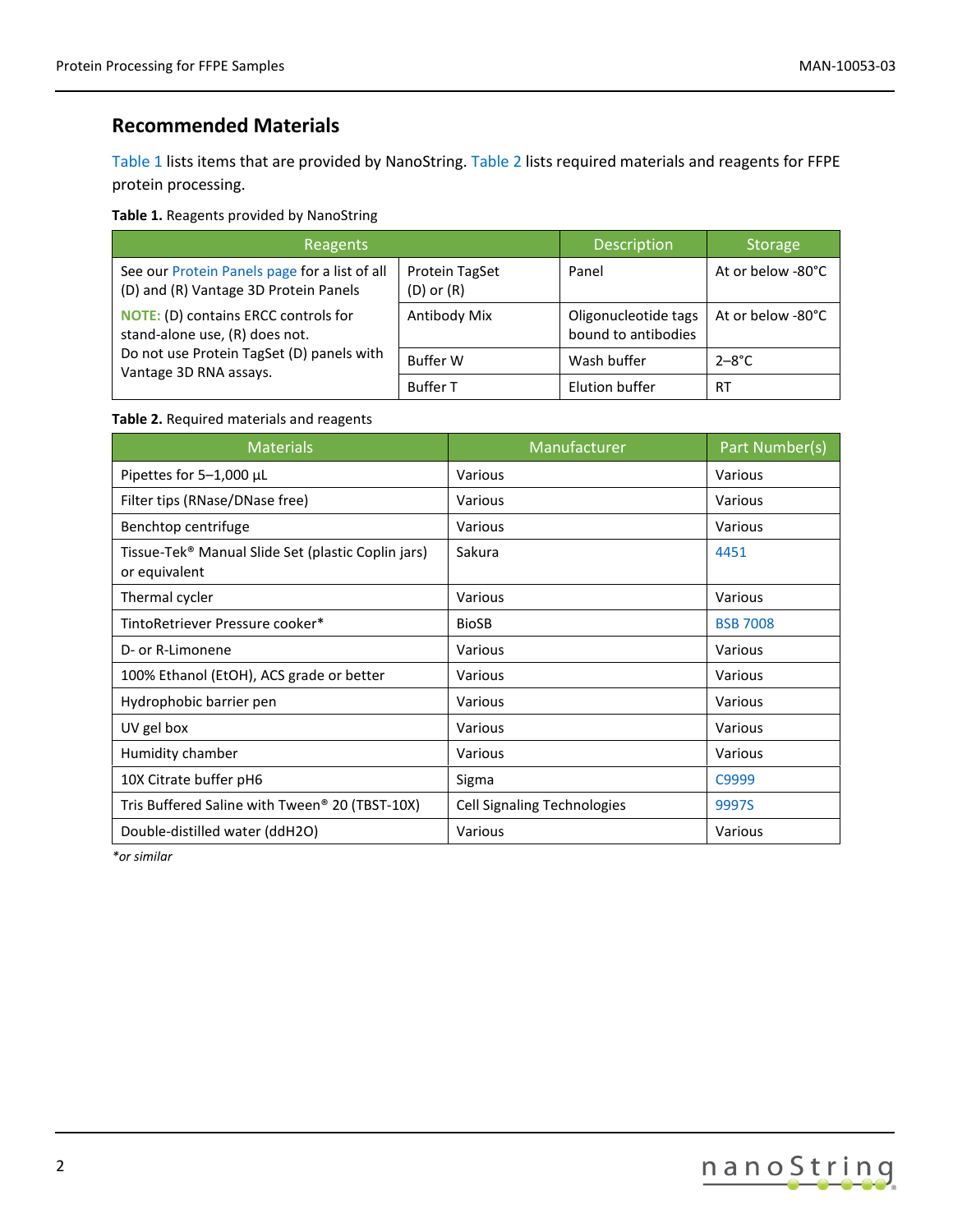## Recommended Materials

Table 1 lists items that are provided by NanoString. Table 2 lists required materials and reagents for FFPE protein processing.

**Table 1.** Reagents provided by NanoString

| Reagents | | Description | Storage |
|---|---|---|---|
| See our Protein Panels page for a list of all (D) and (R) Vantage 3D Protein Panels<br>**NOTE:** (D) contains ERCC controls for stand-alone use, (R) does not. Do not use Protein TagSet (D) panels with Vantage 3D RNA assays. | Protein TagSet (D) or (R) | Panel | At or below -80°C |
| | Antibody Mix | Oligonucleotide tags bound to antibodies | At or below -80°C |
| | Buffer W | Wash buffer | 2–8°C |
| | Buffer T | Elution buffer | RT |

**Table 2.** Required materials and reagents

| Materials | Manufacturer | Part Number(s) |
|---|---|---|
| Pipettes for 5–1,000 µL | Various | Various |
| Filter tips (RNase/DNase free) | Various | Various |
| Benchtop centrifuge | Various | Various |
| Tissue-Tek® Manual Slide Set (plastic Coplin jars) or equivalent | Sakura | 4451 |
| Thermal cycler | Various | Various |
| TintoRetriever Pressure cooker* | BioSB | BSB 7008 |
| D- or R-Limonene | Various | Various |
| 100% Ethanol (EtOH), ACS grade or better | Various | Various |
| Hydrophobic barrier pen | Various | Various |
| UV gel box | Various | Various |
| Humidity chamber | Various | Various |
| 10X Citrate buffer pH6 | Sigma | C9999 |
| Tris Buffered Saline with Tween® 20 (TBST-10X) | Cell Signaling Technologies | 9997S |
| Double-distilled water (ddH2O) | Various | Various |

*\*or similar*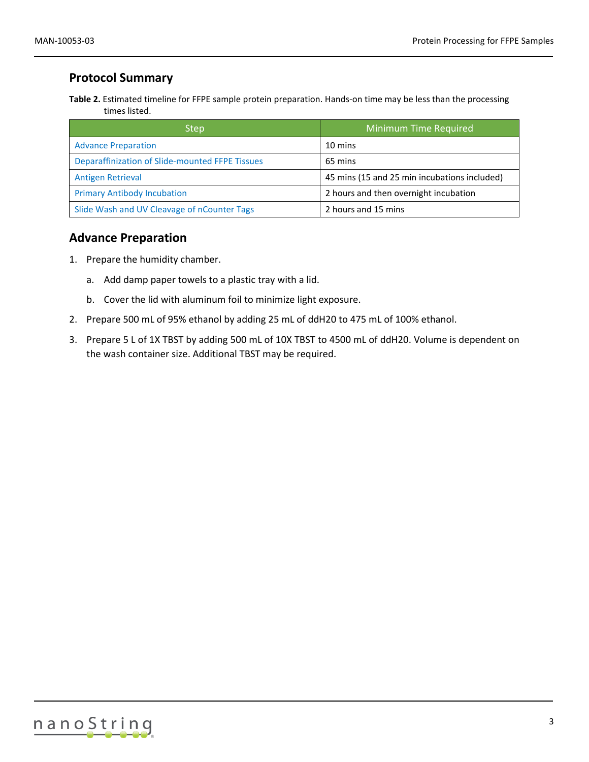## Protocol Summary

**Table 2.** Estimated timeline for FFPE sample protein preparation. Hands-on time may be less than the processing times listed.

| Step | Minimum Time Required |
| --- | --- |
| Advance Preparation | 10 mins |
| Deparaffinization of Slide-mounted FFPE Tissues | 65 mins |
| Antigen Retrieval | 45 mins (15 and 25 min incubations included) |
| Primary Antibody Incubation | 2 hours and then overnight incubation |
| Slide Wash and UV Cleavage of nCounter Tags | 2 hours and 15 mins |

## Advance Preparation

1. Prepare the humidity chamber.
   a. Add damp paper towels to a plastic tray with a lid.
   b. Cover the lid with aluminum foil to minimize light exposure.
2. Prepare 500 mL of 95% ethanol by adding 25 mL of ddH20 to 475 mL of 100% ethanol.
3. Prepare 5 L of 1X TBST by adding 500 mL of 10X TBST to 4500 mL of ddH20. Volume is dependent on the wash container size. Additional TBST may be required.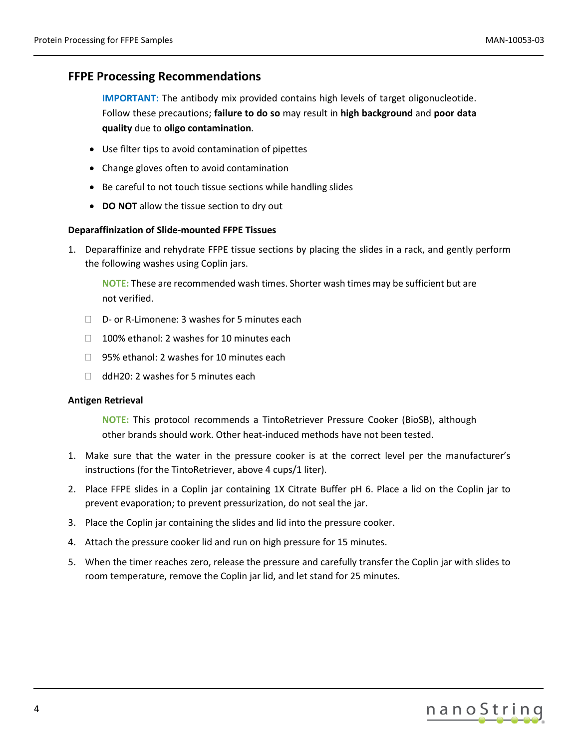## FFPE Processing Recommendations

**IMPORTANT:** The antibody mix provided contains high levels of target oligonucleotide. Follow these precautions; **failure to do so** may result in **high background** and **poor data quality** due to **oligo contamination**.

- Use filter tips to avoid contamination of pipettes
- Change gloves often to avoid contamination
- Be careful to not touch tissue sections while handling slides
- **DO NOT** allow the tissue section to dry out

### Deparaffinization of Slide-mounted FFPE Tissues

1. Deparaffinize and rehydrate FFPE tissue sections by placing the slides in a rack, and gently perform the following washes using Coplin jars.

   **NOTE:** These are recommended wash times. Shorter wash times may be sufficient but are not verified.

   - D- or R-Limonene: 3 washes for 5 minutes each
   - 100% ethanol: 2 washes for 10 minutes each
   - 95% ethanol: 2 washes for 10 minutes each
   - ddH20: 2 washes for 5 minutes each

### Antigen Retrieval

**NOTE:** This protocol recommends a TintoRetriever Pressure Cooker (BioSB), although other brands should work. Other heat-induced methods have not been tested.

1. Make sure that the water in the pressure cooker is at the correct level per the manufacturer's instructions (for the TintoRetriever, above 4 cups/1 liter).
2. Place FFPE slides in a Coplin jar containing 1X Citrate Buffer pH 6. Place a lid on the Coplin jar to prevent evaporation; to prevent pressurization, do not seal the jar.
3. Place the Coplin jar containing the slides and lid into the pressure cooker.
4. Attach the pressure cooker lid and run on high pressure for 15 minutes.
5. When the timer reaches zero, release the pressure and carefully transfer the Coplin jar with slides to room temperature, remove the Coplin jar lid, and let stand for 25 minutes.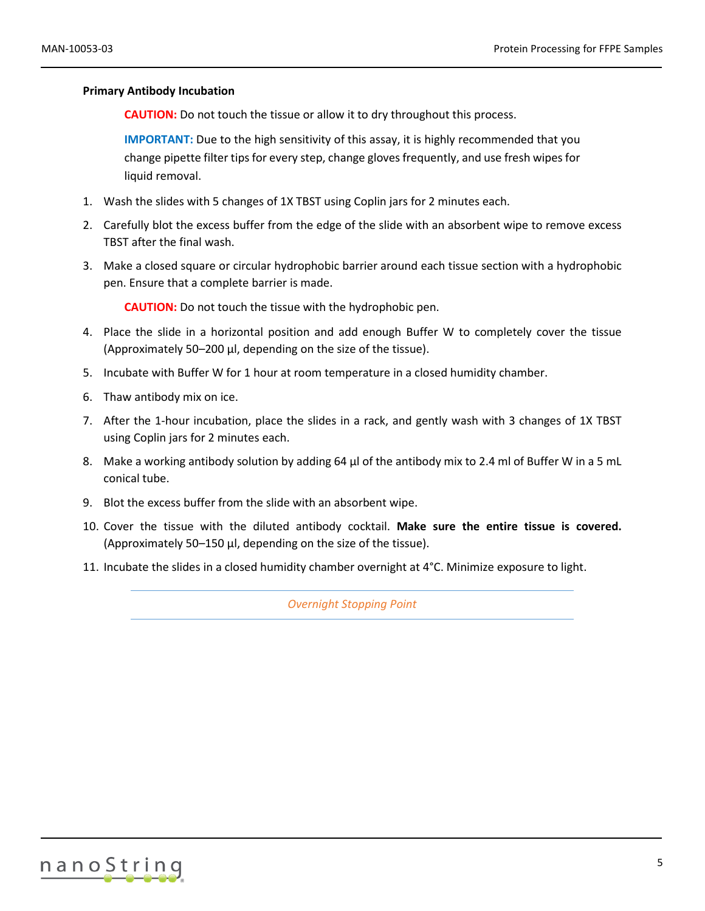**Primary Antibody Incubation**

> **CAUTION:** Do not touch the tissue or allow it to dry throughout this process.
>
> **IMPORTANT:** Due to the high sensitivity of this assay, it is highly recommended that you change pipette filter tips for every step, change gloves frequently, and use fresh wipes for liquid removal.

1. Wash the slides with 5 changes of 1X TBST using Coplin jars for 2 minutes each.
2. Carefully blot the excess buffer from the edge of the slide with an absorbent wipe to remove excess TBST after the final wash.
3. Make a closed square or circular hydrophobic barrier around each tissue section with a hydrophobic pen. Ensure that a complete barrier is made.

   **CAUTION:** Do not touch the tissue with the hydrophobic pen.

4. Place the slide in a horizontal position and add enough Buffer W to completely cover the tissue (Approximately 50–200 µl, depending on the size of the tissue).
5. Incubate with Buffer W for 1 hour at room temperature in a closed humidity chamber.
6. Thaw antibody mix on ice.
7. After the 1-hour incubation, place the slides in a rack, and gently wash with 3 changes of 1X TBST using Coplin jars for 2 minutes each.
8. Make a working antibody solution by adding 64 µl of the antibody mix to 2.4 ml of Buffer W in a 5 mL conical tube.
9. Blot the excess buffer from the slide with an absorbent wipe.
10. Cover the tissue with the diluted antibody cocktail. **Make sure the entire tissue is covered.** (Approximately 50–150 µl, depending on the size of the tissue).
11. Incubate the slides in a closed humidity chamber overnight at 4°C. Minimize exposure to light.

---

*Overnight Stopping Point*

---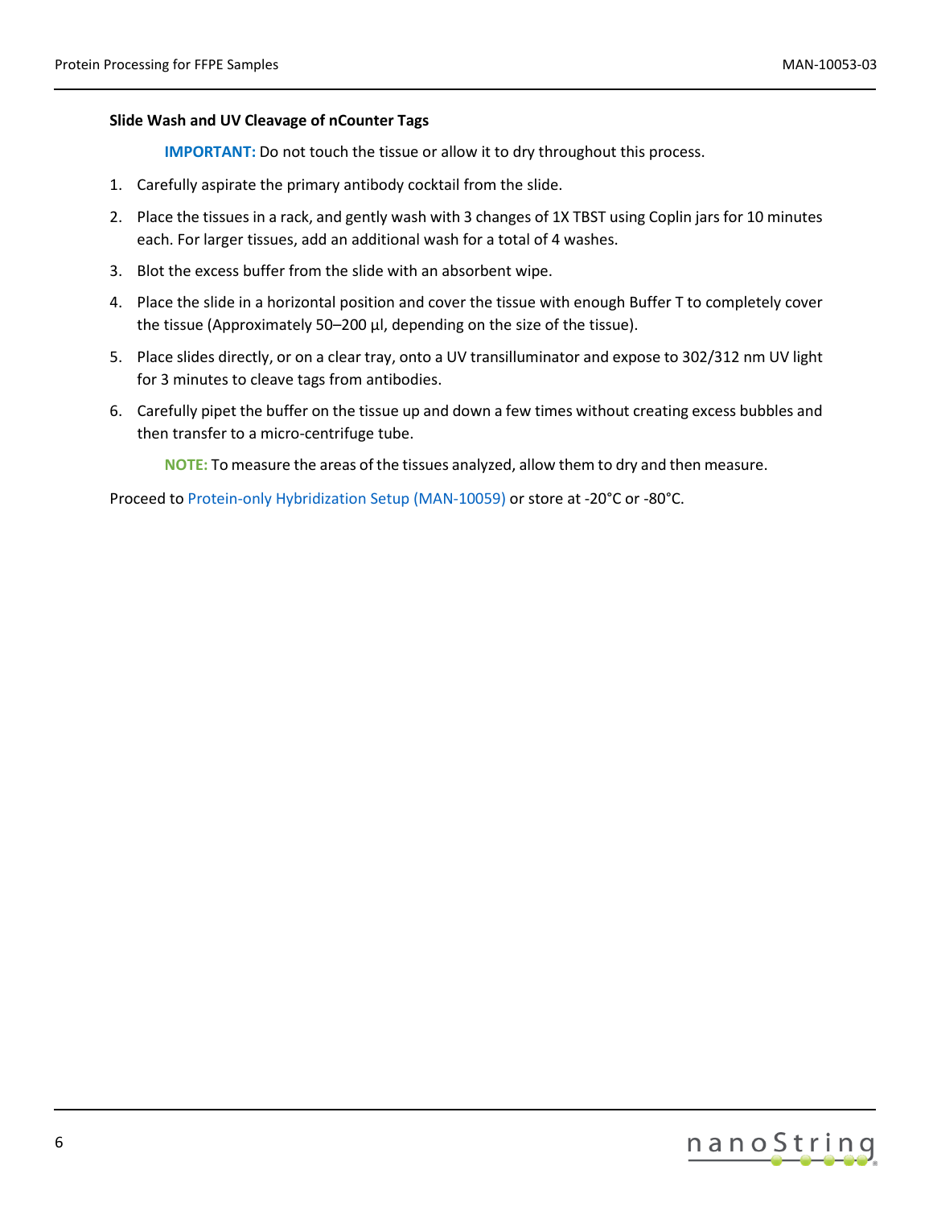### Slide Wash and UV Cleavage of nCounter Tags

**IMPORTANT:** Do not touch the tissue or allow it to dry throughout this process.

1. Carefully aspirate the primary antibody cocktail from the slide.
2. Place the tissues in a rack, and gently wash with 3 changes of 1X TBST using Coplin jars for 10 minutes each. For larger tissues, add an additional wash for a total of 4 washes.
3. Blot the excess buffer from the slide with an absorbent wipe.
4. Place the slide in a horizontal position and cover the tissue with enough Buffer T to completely cover the tissue (Approximately 50–200 µl, depending on the size of the tissue).
5. Place slides directly, or on a clear tray, onto a UV transilluminator and expose to 302/312 nm UV light for 3 minutes to cleave tags from antibodies.
6. Carefully pipet the buffer on the tissue up and down a few times without creating excess bubbles and then transfer to a micro-centrifuge tube.

   **NOTE:** To measure the areas of the tissues analyzed, allow them to dry and then measure.

Proceed to Protein-only Hybridization Setup (MAN-10059) or store at -20°C or -80°C.